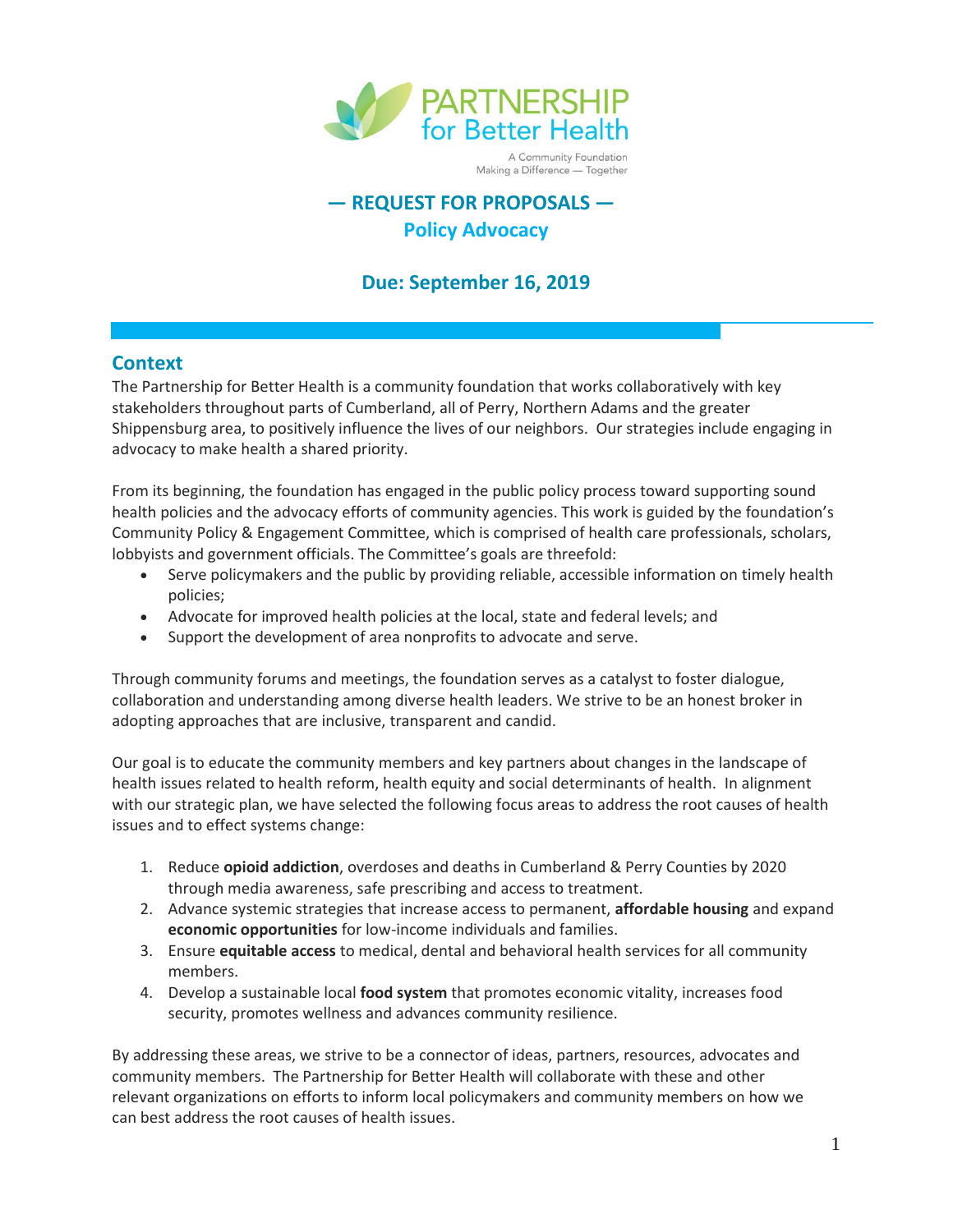PARTNERSHIP for Better Health

A Community Foundation
Making a Difference — Together

# — REQUEST FOR PROPOSALS —

## Policy Advocacy

## Due: September 16, 2019

## Context

The Partnership for Better Health is a community foundation that works collaboratively with key stakeholders throughout parts of Cumberland, all of Perry, Northern Adams and the greater Shippensburg area, to positively influence the lives of our neighbors. Our strategies include engaging in advocacy to make health a shared priority.

From its beginning, the foundation has engaged in the public policy process toward supporting sound health policies and the advocacy efforts of community agencies. This work is guided by the foundation's Community Policy & Engagement Committee, which is comprised of health care professionals, scholars, lobbyists and government officials. The Committee's goals are threefold:

- Serve policymakers and the public by providing reliable, accessible information on timely health policies;
- Advocate for improved health policies at the local, state and federal levels; and
- Support the development of area nonprofits to advocate and serve.

Through community forums and meetings, the foundation serves as a catalyst to foster dialogue, collaboration and understanding among diverse health leaders. We strive to be an honest broker in adopting approaches that are inclusive, transparent and candid.

Our goal is to educate the community members and key partners about changes in the landscape of health issues related to health reform, health equity and social determinants of health. In alignment with our strategic plan, we have selected the following focus areas to address the root causes of health issues and to effect systems change:

1. Reduce **opioid addiction**, overdoses and deaths in Cumberland & Perry Counties by 2020 through media awareness, safe prescribing and access to treatment.
2. Advance systemic strategies that increase access to permanent, **affordable housing** and expand **economic opportunities** for low-income individuals and families.
3. Ensure **equitable access** to medical, dental and behavioral health services for all community members.
4. Develop a sustainable local **food system** that promotes economic vitality, increases food security, promotes wellness and advances community resilience.

By addressing these areas, we strive to be a connector of ideas, partners, resources, advocates and community members. The Partnership for Better Health will collaborate with these and other relevant organizations on efforts to inform local policymakers and community members on how we can best address the root causes of health issues.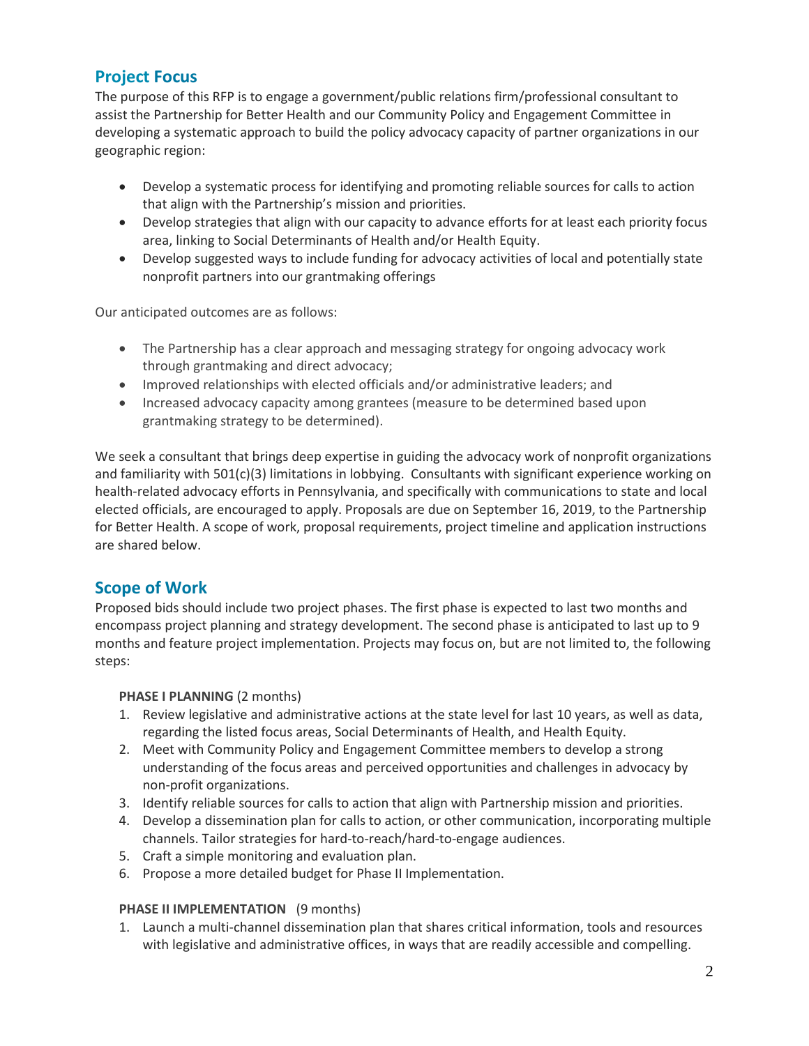## Project Focus

The purpose of this RFP is to engage a government/public relations firm/professional consultant to assist the Partnership for Better Health and our Community Policy and Engagement Committee in developing a systematic approach to build the policy advocacy capacity of partner organizations in our geographic region:

- Develop a systematic process for identifying and promoting reliable sources for calls to action that align with the Partnership's mission and priorities.
- Develop strategies that align with our capacity to advance efforts for at least each priority focus area, linking to Social Determinants of Health and/or Health Equity.
- Develop suggested ways to include funding for advocacy activities of local and potentially state nonprofit partners into our grantmaking offerings

Our anticipated outcomes are as follows:

- The Partnership has a clear approach and messaging strategy for ongoing advocacy work through grantmaking and direct advocacy;
- Improved relationships with elected officials and/or administrative leaders; and
- Increased advocacy capacity among grantees (measure to be determined based upon grantmaking strategy to be determined).

We seek a consultant that brings deep expertise in guiding the advocacy work of nonprofit organizations and familiarity with 501(c)(3) limitations in lobbying. Consultants with significant experience working on health-related advocacy efforts in Pennsylvania, and specifically with communications to state and local elected officials, are encouraged to apply. Proposals are due on September 16, 2019, to the Partnership for Better Health. A scope of work, proposal requirements, project timeline and application instructions are shared below.

## Scope of Work

Proposed bids should include two project phases. The first phase is expected to last two months and encompass project planning and strategy development. The second phase is anticipated to last up to 9 months and feature project implementation. Projects may focus on, but are not limited to, the following steps:

**PHASE I PLANNING** (2 months)

1. Review legislative and administrative actions at the state level for last 10 years, as well as data, regarding the listed focus areas, Social Determinants of Health, and Health Equity.
2. Meet with Community Policy and Engagement Committee members to develop a strong understanding of the focus areas and perceived opportunities and challenges in advocacy by non-profit organizations.
3. Identify reliable sources for calls to action that align with Partnership mission and priorities.
4. Develop a dissemination plan for calls to action, or other communication, incorporating multiple channels. Tailor strategies for hard-to-reach/hard-to-engage audiences.
5. Craft a simple monitoring and evaluation plan.
6. Propose a more detailed budget for Phase II Implementation.

**PHASE II IMPLEMENTATION** (9 months)

1. Launch a multi-channel dissemination plan that shares critical information, tools and resources with legislative and administrative offices, in ways that are readily accessible and compelling.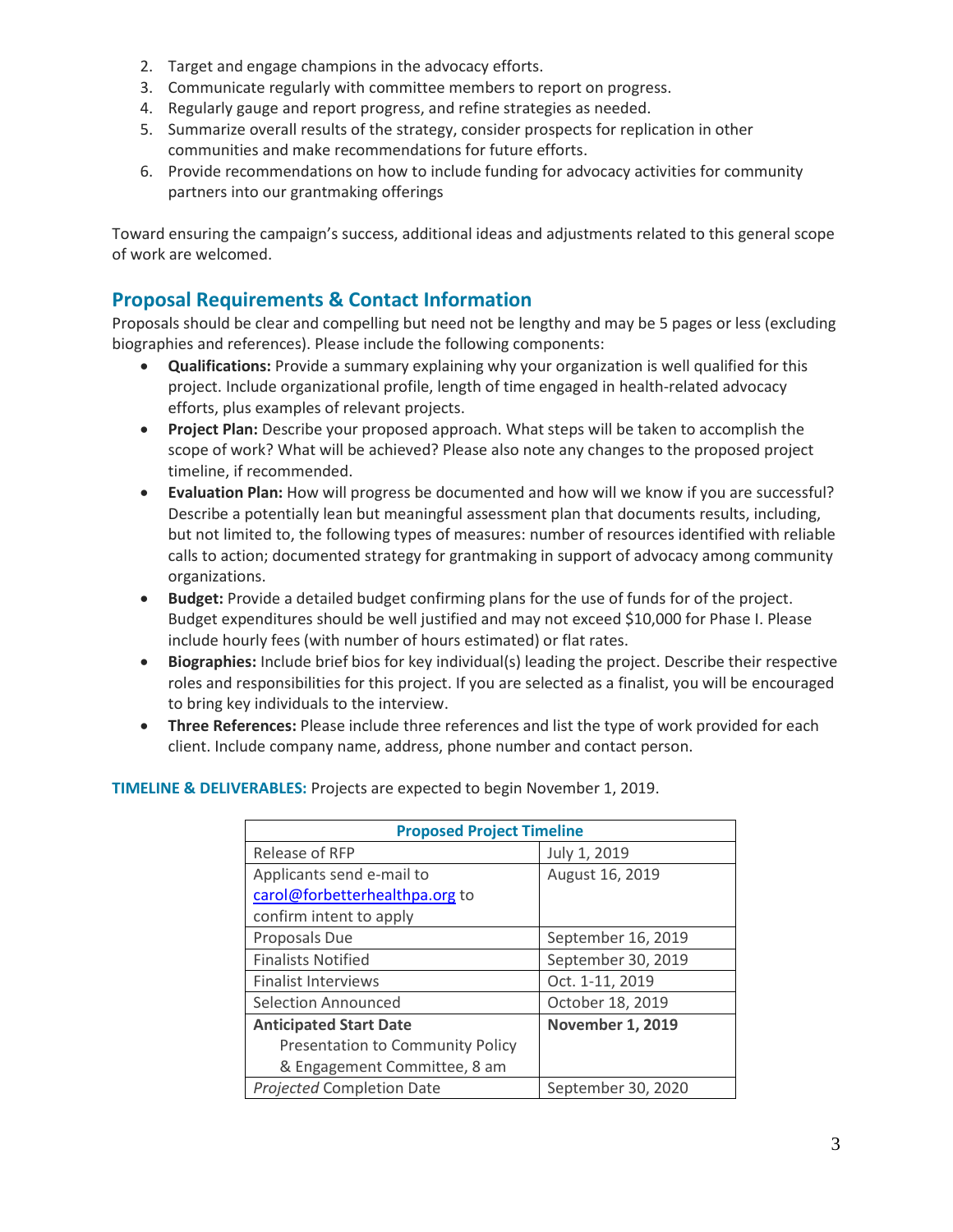2. Target and engage champions in the advocacy efforts.
3. Communicate regularly with committee members to report on progress.
4. Regularly gauge and report progress, and refine strategies as needed.
5. Summarize overall results of the strategy, consider prospects for replication in other communities and make recommendations for future efforts.
6. Provide recommendations on how to include funding for advocacy activities for community partners into our grantmaking offerings

Toward ensuring the campaign's success, additional ideas and adjustments related to this general scope of work are welcomed.

## Proposal Requirements & Contact Information

Proposals should be clear and compelling but need not be lengthy and may be 5 pages or less (excluding biographies and references). Please include the following components:

- **Qualifications:** Provide a summary explaining why your organization is well qualified for this project. Include organizational profile, length of time engaged in health-related advocacy efforts, plus examples of relevant projects.
- **Project Plan:** Describe your proposed approach. What steps will be taken to accomplish the scope of work? What will be achieved? Please also note any changes to the proposed project timeline, if recommended.
- **Evaluation Plan:** How will progress be documented and how will we know if you are successful? Describe a potentially lean but meaningful assessment plan that documents results, including, but not limited to, the following types of measures: number of resources identified with reliable calls to action; documented strategy for grantmaking in support of advocacy among community organizations.
- **Budget:** Provide a detailed budget confirming plans for the use of funds for of the project. Budget expenditures should be well justified and may not exceed $10,000 for Phase I. Please include hourly fees (with number of hours estimated) or flat rates.
- **Biographies:** Include brief bios for key individual(s) leading the project. Describe their respective roles and responsibilities for this project. If you are selected as a finalist, you will be encouraged to bring key individuals to the interview.
- **Three References:** Please include three references and list the type of work provided for each client. Include company name, address, phone number and contact person.

**TIMELINE & DELIVERABLES:** Projects are expected to begin November 1, 2019.

| Proposed Project Timeline | |
|---|---|
| Release of RFP | July 1, 2019 |
| Applicants send e-mail to carol@forbetterhealthpa.org to confirm intent to apply | August 16, 2019 |
| Proposals Due | September 16, 2019 |
| Finalists Notified | September 30, 2019 |
| Finalist Interviews | Oct. 1-11, 2019 |
| Selection Announced | October 18, 2019 |
| **Anticipated Start Date** Presentation to Community Policy & Engagement Committee, 8 am | **November 1, 2019** |
| *Projected* Completion Date | September 30, 2020 |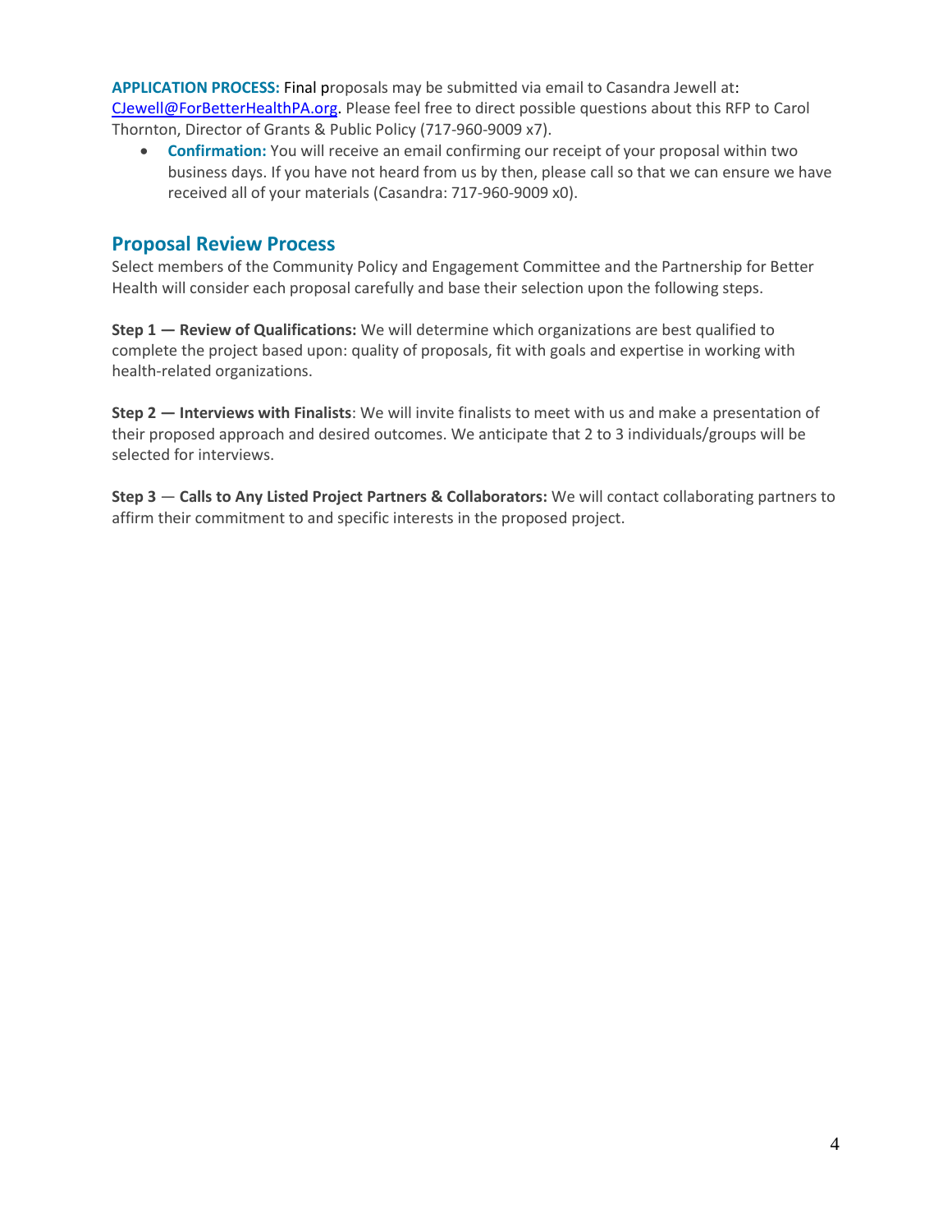**APPLICATION PROCESS:** Final proposals may be submitted via email to Casandra Jewell at: CJewell@ForBetterHealthPA.org. Please feel free to direct possible questions about this RFP to Carol Thornton, Director of Grants & Public Policy (717-960-9009 x7).

- **Confirmation:** You will receive an email confirming our receipt of your proposal within two business days. If you have not heard from us by then, please call so that we can ensure we have received all of your materials (Casandra: 717-960-9009 x0).

## Proposal Review Process

Select members of the Community Policy and Engagement Committee and the Partnership for Better Health will consider each proposal carefully and base their selection upon the following steps.

**Step 1 — Review of Qualifications:** We will determine which organizations are best qualified to complete the project based upon: quality of proposals, fit with goals and expertise in working with health-related organizations.

**Step 2 — Interviews with Finalists**: We will invite finalists to meet with us and make a presentation of their proposed approach and desired outcomes. We anticipate that 2 to 3 individuals/groups will be selected for interviews.

**Step 3** — **Calls to Any Listed Project Partners & Collaborators:** We will contact collaborating partners to affirm their commitment to and specific interests in the proposed project.